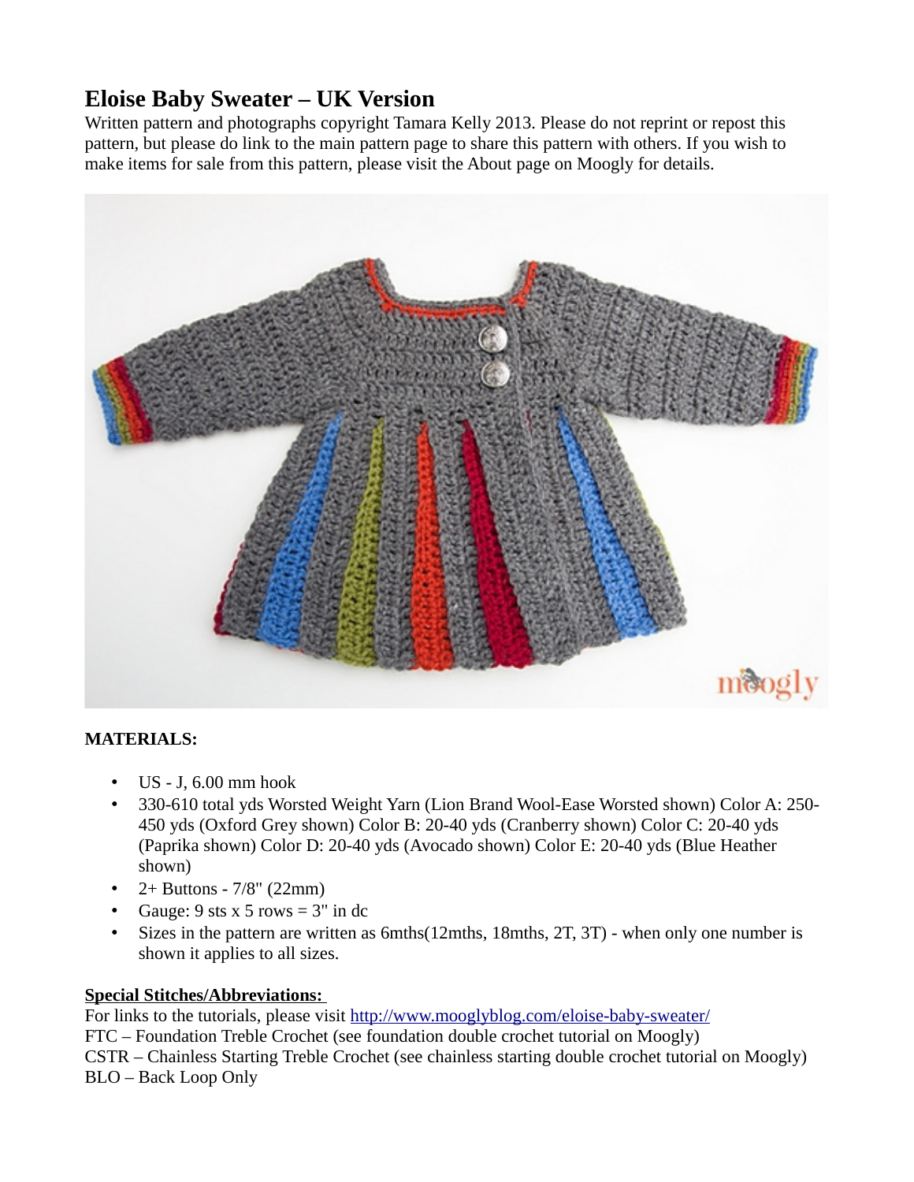# Eloise Baby Sweater – UK Version

Written pattern and photographs copyright Tamara Kelly 2013. Please do not reprint or repost this pattern, but please do link to the main pattern page to share this pattern with others. If you wish to make items for sale from this pattern, please visit the About page on Moogly for details.

**MATERIALS:**

- US - J, 6.00 mm hook
- 330-610 total yds Worsted Weight Yarn (Lion Brand Wool-Ease Worsted shown) Color A: 250-450 yds (Oxford Grey shown) Color B: 20-40 yds (Cranberry shown) Color C: 20-40 yds (Paprika shown) Color D: 20-40 yds (Avocado shown) Color E: 20-40 yds (Blue Heather shown)
- 2+ Buttons - 7/8" (22mm)
- Gauge: 9 sts x 5 rows = 3" in dc
- Sizes in the pattern are written as 6mths(12mths, 18mths, 2T, 3T) - when only one number is shown it applies to all sizes.

**Special Stitches/Abbreviations:**

For links to the tutorials, please visit http://www.mooglyblog.com/eloise-baby-sweater/
FTC – Foundation Treble Crochet (see foundation double crochet tutorial on Moogly)
CSTR – Chainless Starting Treble Crochet (see chainless starting double crochet tutorial on Moogly)
BLO – Back Loop Only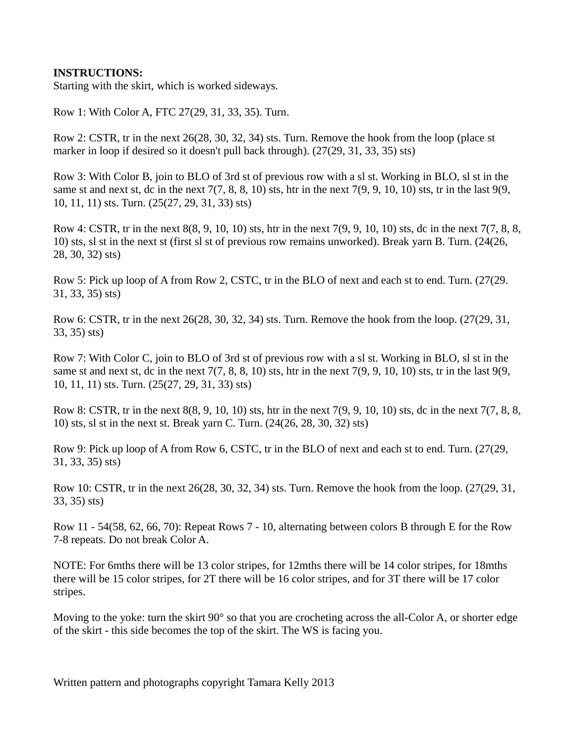**INSTRUCTIONS:**
Starting with the skirt, which is worked sideways.

Row 1: With Color A, FTC 27(29, 31, 33, 35). Turn.

Row 2: CSTR, tr in the next 26(28, 30, 32, 34) sts. Turn. Remove the hook from the loop (place st marker in loop if desired so it doesn't pull back through). (27(29, 31, 33, 35) sts)

Row 3: With Color B, join to BLO of 3rd st of previous row with a sl st. Working in BLO, sl st in the same st and next st, dc in the next 7(7, 8, 8, 10) sts, htr in the next 7(9, 9, 10, 10) sts, tr in the last 9(9, 10, 11, 11) sts. Turn. (25(27, 29, 31, 33) sts)

Row 4: CSTR, tr in the next 8(8, 9, 10, 10) sts, htr in the next 7(9, 9, 10, 10) sts, dc in the next 7(7, 8, 8, 10) sts, sl st in the next st (first sl st of previous row remains unworked). Break yarn B. Turn. (24(26, 28, 30, 32) sts)

Row 5: Pick up loop of A from Row 2, CSTC, tr in the BLO of next and each st to end. Turn. (27(29. 31, 33, 35) sts)

Row 6: CSTR, tr in the next 26(28, 30, 32, 34) sts. Turn. Remove the hook from the loop. (27(29, 31, 33, 35) sts)

Row 7: With Color C, join to BLO of 3rd st of previous row with a sl st. Working in BLO, sl st in the same st and next st, dc in the next 7(7, 8, 8, 10) sts, htr in the next 7(9, 9, 10, 10) sts, tr in the last 9(9, 10, 11, 11) sts. Turn. (25(27, 29, 31, 33) sts)

Row 8: CSTR, tr in the next 8(8, 9, 10, 10) sts, htr in the next 7(9, 9, 10, 10) sts, dc in the next 7(7, 8, 8, 10) sts, sl st in the next st. Break yarn C. Turn. (24(26, 28, 30, 32) sts)

Row 9: Pick up loop of A from Row 6, CSTC, tr in the BLO of next and each st to end. Turn. (27(29, 31, 33, 35) sts)

Row 10: CSTR, tr in the next 26(28, 30, 32, 34) sts. Turn. Remove the hook from the loop. (27(29, 31, 33, 35) sts)

Row 11 - 54(58, 62, 66, 70): Repeat Rows 7 - 10, alternating between colors B through E for the Row 7-8 repeats. Do not break Color A.

NOTE: For 6mths there will be 13 color stripes, for 12mths there will be 14 color stripes, for 18mths there will be 15 color stripes, for 2T there will be 16 color stripes, and for 3T there will be 17 color stripes.

Moving to the yoke: turn the skirt 90° so that you are crocheting across the all-Color A, or shorter edge of the skirt - this side becomes the top of the skirt. The WS is facing you.

Written pattern and photographs copyright Tamara Kelly 2013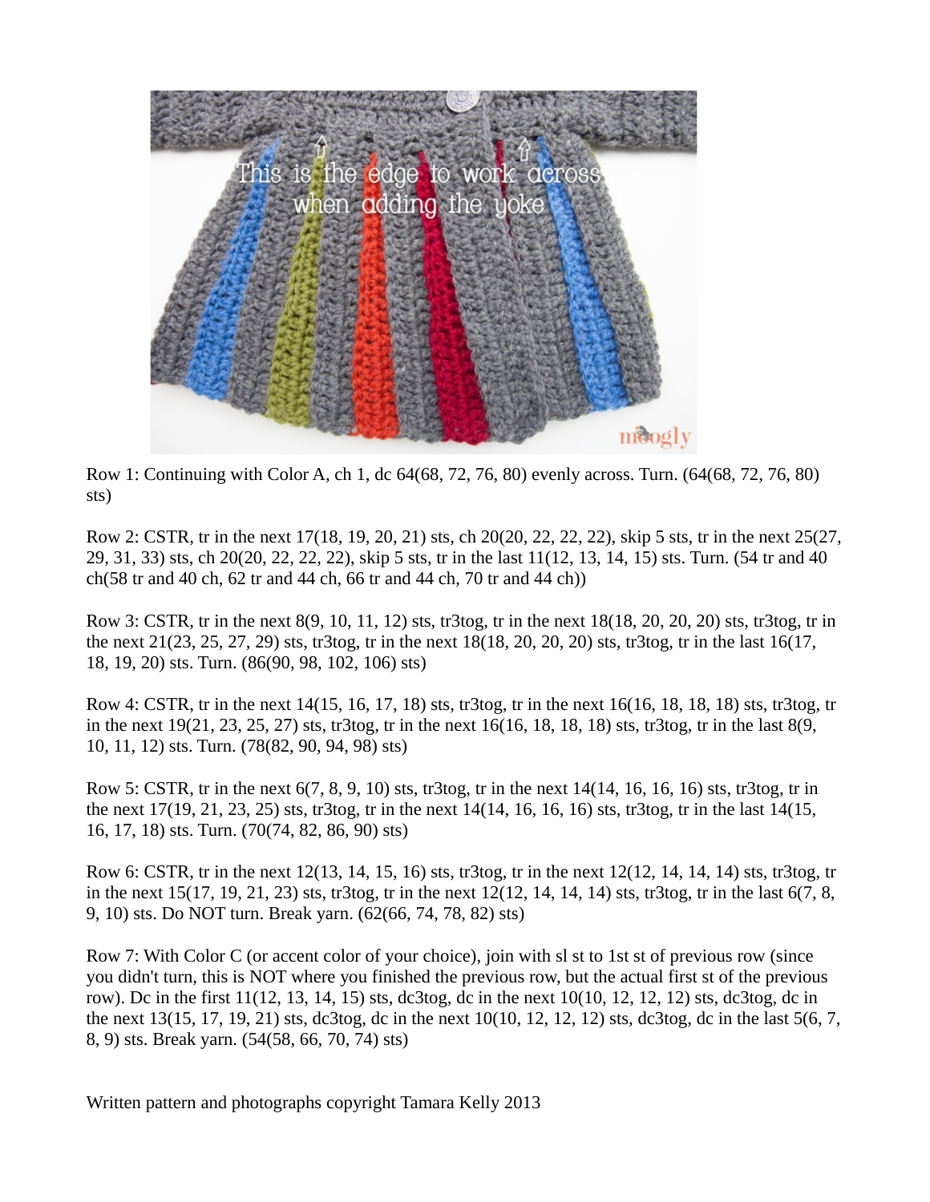Row 1: Continuing with Color A, ch 1, dc 64(68, 72, 76, 80) evenly across. Turn. (64(68, 72, 76, 80) sts)

Row 2: CSTR, tr in the next 17(18, 19, 20, 21) sts, ch 20(20, 22, 22, 22), skip 5 sts, tr in the next 25(27, 29, 31, 33) sts, ch 20(20, 22, 22, 22), skip 5 sts, tr in the last 11(12, 13, 14, 15) sts. Turn. (54 tr and 40 ch(58 tr and 40 ch, 62 tr and 44 ch, 66 tr and 44 ch, 70 tr and 44 ch))

Row 3: CSTR, tr in the next 8(9, 10, 11, 12) sts, tr3tog, tr in the next 18(18, 20, 20, 20) sts, tr3tog, tr in the next 21(23, 25, 27, 29) sts, tr3tog, tr in the next 18(18, 20, 20, 20) sts, tr3tog, tr in the last 16(17, 18, 19, 20) sts. Turn. (86(90, 98, 102, 106) sts)

Row 4: CSTR, tr in the next 14(15, 16, 17, 18) sts, tr3tog, tr in the next 16(16, 18, 18, 18) sts, tr3tog, tr in the next 19(21, 23, 25, 27) sts, tr3tog, tr in the next 16(16, 18, 18, 18) sts, tr3tog, tr in the last 8(9, 10, 11, 12) sts. Turn. (78(82, 90, 94, 98) sts)

Row 5: CSTR, tr in the next 6(7, 8, 9, 10) sts, tr3tog, tr in the next 14(14, 16, 16, 16) sts, tr3tog, tr in the next 17(19, 21, 23, 25) sts, tr3tog, tr in the next 14(14, 16, 16, 16) sts, tr3tog, tr in the last 14(15, 16, 17, 18) sts. Turn. (70(74, 82, 86, 90) sts)

Row 6: CSTR, tr in the next 12(13, 14, 15, 16) sts, tr3tog, tr in the next 12(12, 14, 14, 14) sts, tr3tog, tr in the next 15(17, 19, 21, 23) sts, tr3tog, tr in the next 12(12, 14, 14, 14) sts, tr3tog, tr in the last 6(7, 8, 9, 10) sts. Do NOT turn. Break yarn. (62(66, 74, 78, 82) sts)

Row 7: With Color C (or accent color of your choice), join with sl st to 1st st of previous row (since you didn't turn, this is NOT where you finished the previous row, but the actual first st of the previous row). Dc in the first 11(12, 13, 14, 15) sts, dc3tog, dc in the next 10(10, 12, 12, 12) sts, dc3tog, dc in the next 13(15, 17, 19, 21) sts, dc3tog, dc in the next 10(10, 12, 12, 12) sts, dc3tog, dc in the last 5(6, 7, 8, 9) sts. Break yarn. (54(58, 66, 70, 74) sts)

Written pattern and photographs copyright Tamara Kelly 2013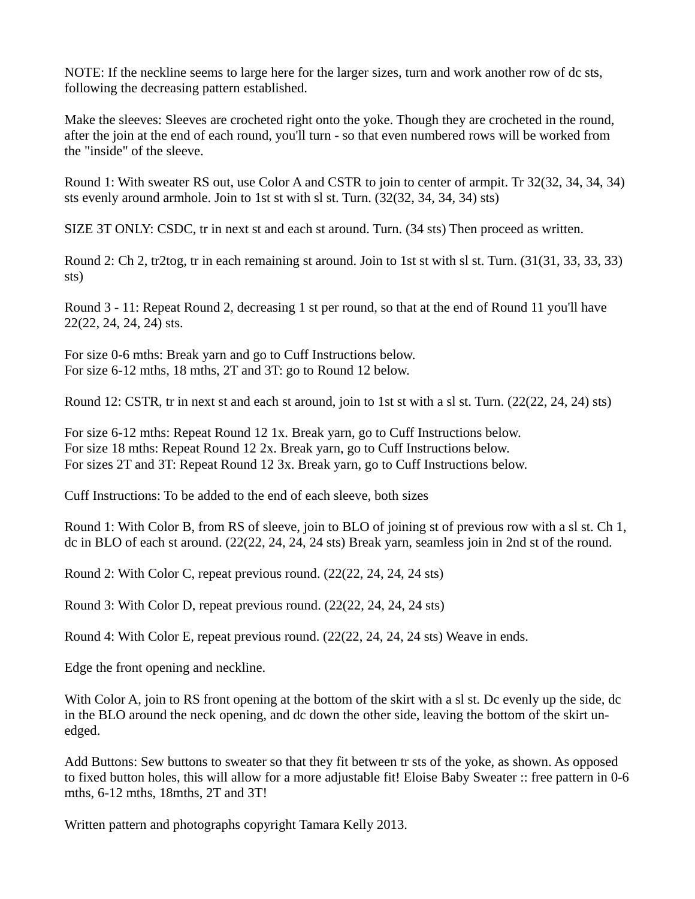NOTE: If the neckline seems to large here for the larger sizes, turn and work another row of dc sts, following the decreasing pattern established.

Make the sleeves: Sleeves are crocheted right onto the yoke. Though they are crocheted in the round, after the join at the end of each round, you'll turn - so that even numbered rows will be worked from the "inside" of the sleeve.

Round 1: With sweater RS out, use Color A and CSTR to join to center of armpit. Tr 32(32, 34, 34, 34) sts evenly around armhole. Join to 1st st with sl st. Turn. (32(32, 34, 34, 34) sts)

SIZE 3T ONLY: CSDC, tr in next st and each st around. Turn. (34 sts) Then proceed as written.

Round 2: Ch 2, tr2tog, tr in each remaining st around. Join to 1st st with sl st. Turn. (31(31, 33, 33, 33) sts)

Round 3 - 11: Repeat Round 2, decreasing 1 st per round, so that at the end of Round 11 you'll have 22(22, 24, 24, 24) sts.

For size 0-6 mths: Break yarn and go to Cuff Instructions below.
For size 6-12 mths, 18 mths, 2T and 3T: go to Round 12 below.

Round 12: CSTR, tr in next st and each st around, join to 1st st with a sl st. Turn. (22(22, 24, 24) sts)

For size 6-12 mths: Repeat Round 12 1x. Break yarn, go to Cuff Instructions below.
For size 18 mths: Repeat Round 12 2x. Break yarn, go to Cuff Instructions below.
For sizes 2T and 3T: Repeat Round 12 3x. Break yarn, go to Cuff Instructions below.

Cuff Instructions: To be added to the end of each sleeve, both sizes

Round 1: With Color B, from RS of sleeve, join to BLO of joining st of previous row with a sl st. Ch 1, dc in BLO of each st around. (22(22, 24, 24, 24 sts) Break yarn, seamless join in 2nd st of the round.

Round 2: With Color C, repeat previous round. (22(22, 24, 24, 24 sts)

Round 3: With Color D, repeat previous round. (22(22, 24, 24, 24 sts)

Round 4: With Color E, repeat previous round. (22(22, 24, 24, 24 sts) Weave in ends.

Edge the front opening and neckline.

With Color A, join to RS front opening at the bottom of the skirt with a sl st. Dc evenly up the side, dc in the BLO around the neck opening, and dc down the other side, leaving the bottom of the skirt un-edged.

Add Buttons: Sew buttons to sweater so that they fit between tr sts of the yoke, as shown. As opposed to fixed button holes, this will allow for a more adjustable fit! Eloise Baby Sweater :: free pattern in 0-6 mths, 6-12 mths, 18mths, 2T and 3T!

Written pattern and photographs copyright Tamara Kelly 2013.